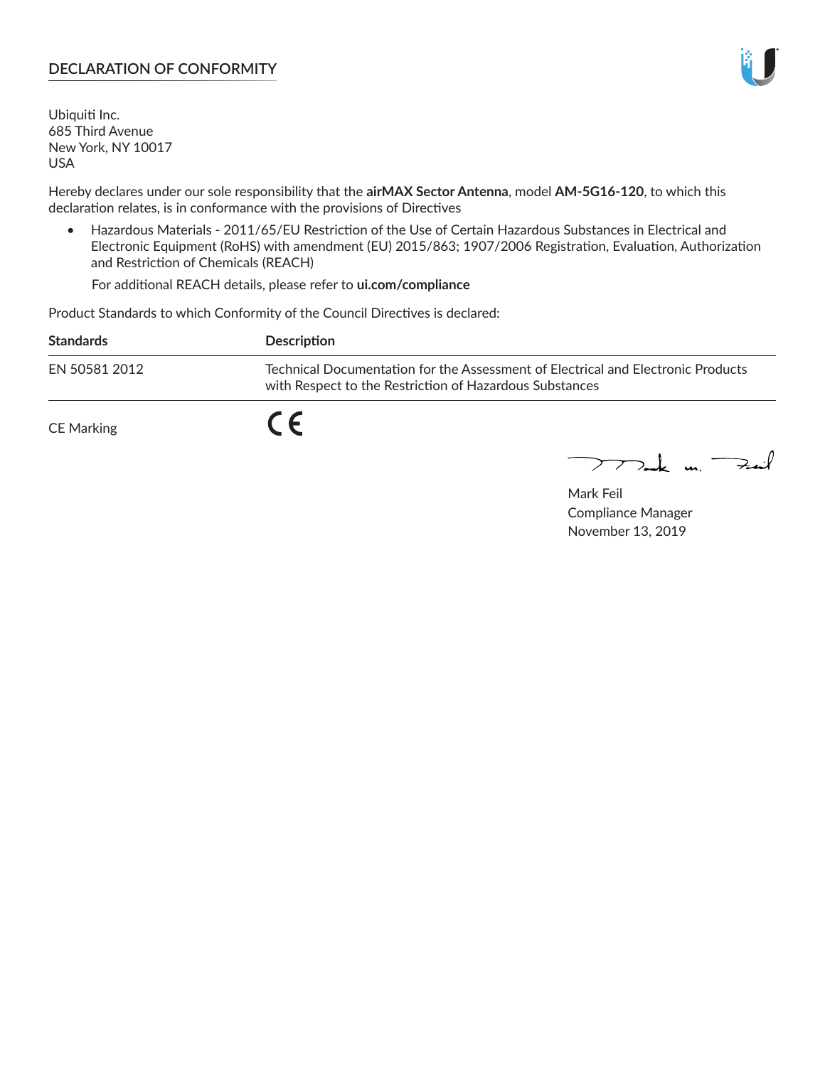## DECLARATION OF CONFORMITY

Ubiquiti Inc.
685 Third Avenue
New York, NY 10017
USA

Hereby declares under our sole responsibility that the **airMAX Sector Antenna**, model **AM-5G16-120**, to which this declaration relates, is in conformance with the provisions of Directives

- Hazardous Materials - 2011/65/EU Restriction of the Use of Certain Hazardous Substances in Electrical and Electronic Equipment (RoHS) with amendment (EU) 2015/863; 1907/2006 Registration, Evaluation, Authorization and Restriction of Chemicals (REACH)

  For additional REACH details, please refer to **ui.com/compliance**

Product Standards to which Conformity of the Council Directives is declared:

| Standards | Description |
|---|---|
| EN 50581 2012 | Technical Documentation for the Assessment of Electrical and Electronic Products with Respect to the Restriction of Hazardous Substances |

CE Marking CE

Mark Feil
Compliance Manager
November 13, 2019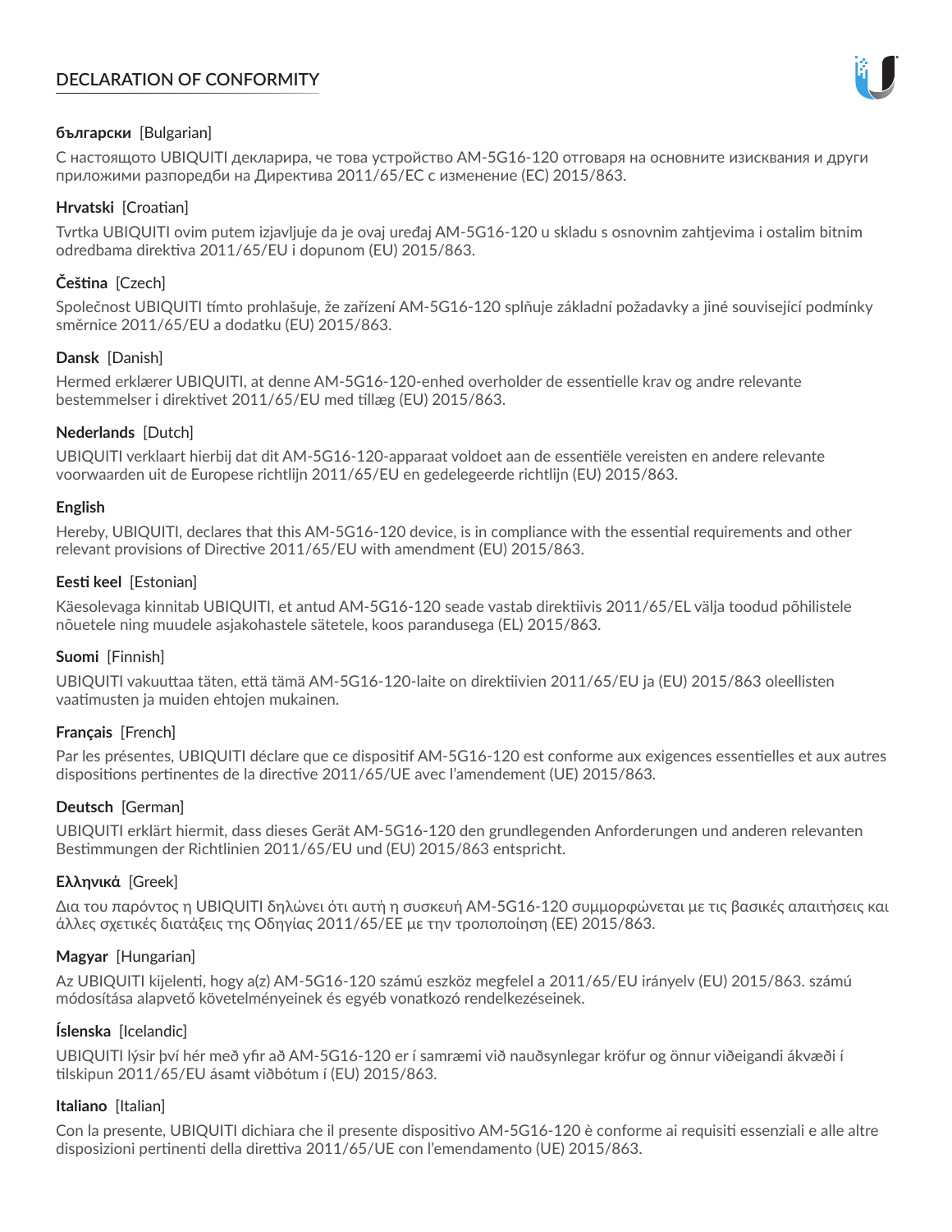# DECLARATION OF CONFORMITY

**български** [Bulgarian]

С настоящото UBIQUITI декларира, че това устройство AM-5G16-120 отговаря на основните изисквания и други приложими разпоредби на Директива 2011/65/ЕС с изменение (ЕС) 2015/863.

**Hrvatski** [Croatian]

Tvrtka UBIQUITI ovim putem izjavljuje da je ovaj uređaj AM-5G16-120 u skladu s osnovnim zahtjevima i ostalim bitnim odredbama direktiva 2011/65/EU i dopunom (EU) 2015/863.

**Čeština** [Czech]

Společnost UBIQUITI tímto prohlašuje, že zařízení AM-5G16-120 splňuje základní požadavky a jiné související podmínky směrnice 2011/65/EU a dodatku (EU) 2015/863.

**Dansk** [Danish]

Hermed erklærer UBIQUITI, at denne AM-5G16-120-enhed overholder de essentielle krav og andre relevante bestemmelser i direktivet 2011/65/EU med tillæg (EU) 2015/863.

**Nederlands** [Dutch]

UBIQUITI verklaart hierbij dat dit AM-5G16-120-apparaat voldoet aan de essentiële vereisten en andere relevante voorwaarden uit de Europese richtlijn 2011/65/EU en gedelegeerde richtlijn (EU) 2015/863.

**English**

Hereby, UBIQUITI, declares that this AM-5G16-120 device, is in compliance with the essential requirements and other relevant provisions of Directive 2011/65/EU with amendment (EU) 2015/863.

**Eesti keel** [Estonian]

Käesolevaga kinnitab UBIQUITI, et antud AM-5G16-120 seade vastab direktiivis 2011/65/EL välja toodud põhilistele nõuetele ning muudele asjakohastele sätetele, koos parandusega (EL) 2015/863.

**Suomi** [Finnish]

UBIQUITI vakuuttaa täten, että tämä AM-5G16-120-laite on direktiivien 2011/65/EU ja (EU) 2015/863 oleellisten vaatimusten ja muiden ehtojen mukainen.

**Français** [French]

Par les présentes, UBIQUITI déclare que ce dispositif AM-5G16-120 est conforme aux exigences essentielles et aux autres dispositions pertinentes de la directive 2011/65/UE avec l'amendement (UE) 2015/863.

**Deutsch** [German]

UBIQUITI erklärt hiermit, dass dieses Gerät AM-5G16-120 den grundlegenden Anforderungen und anderen relevanten Bestimmungen der Richtlinien 2011/65/EU und (EU) 2015/863 entspricht.

**Ελληνικά** [Greek]

Δια του παρόντος η UBIQUITI δηλώνει ότι αυτή η συσκευή AM-5G16-120 συμμορφώνεται με τις βασικές απαιτήσεις και άλλες σχετικές διατάξεις της Οδηγίας 2011/65/ΕΕ με την τροποποίηση (ΕΕ) 2015/863.

**Magyar** [Hungarian]

Az UBIQUITI kijelenti, hogy a(z) AM-5G16-120 számú eszköz megfelel a 2011/65/EU irányelv (EU) 2015/863. számú módosítása alapvető követelményeinek és egyéb vonatkozó rendelkezéseinek.

**Íslenska** [Icelandic]

UBIQUITI lýsir því hér með yfir að AM-5G16-120 er í samræmi við nauðsynlegar kröfur og önnur viðeigandi ákvæði í tilskipun 2011/65/EU ásamt viðbótum í (EU) 2015/863.

**Italiano** [Italian]

Con la presente, UBIQUITI dichiara che il presente dispositivo AM-5G16-120 è conforme ai requisiti essenziali e alle altre disposizioni pertinenti della direttiva 2011/65/UE con l'emendamento (UE) 2015/863.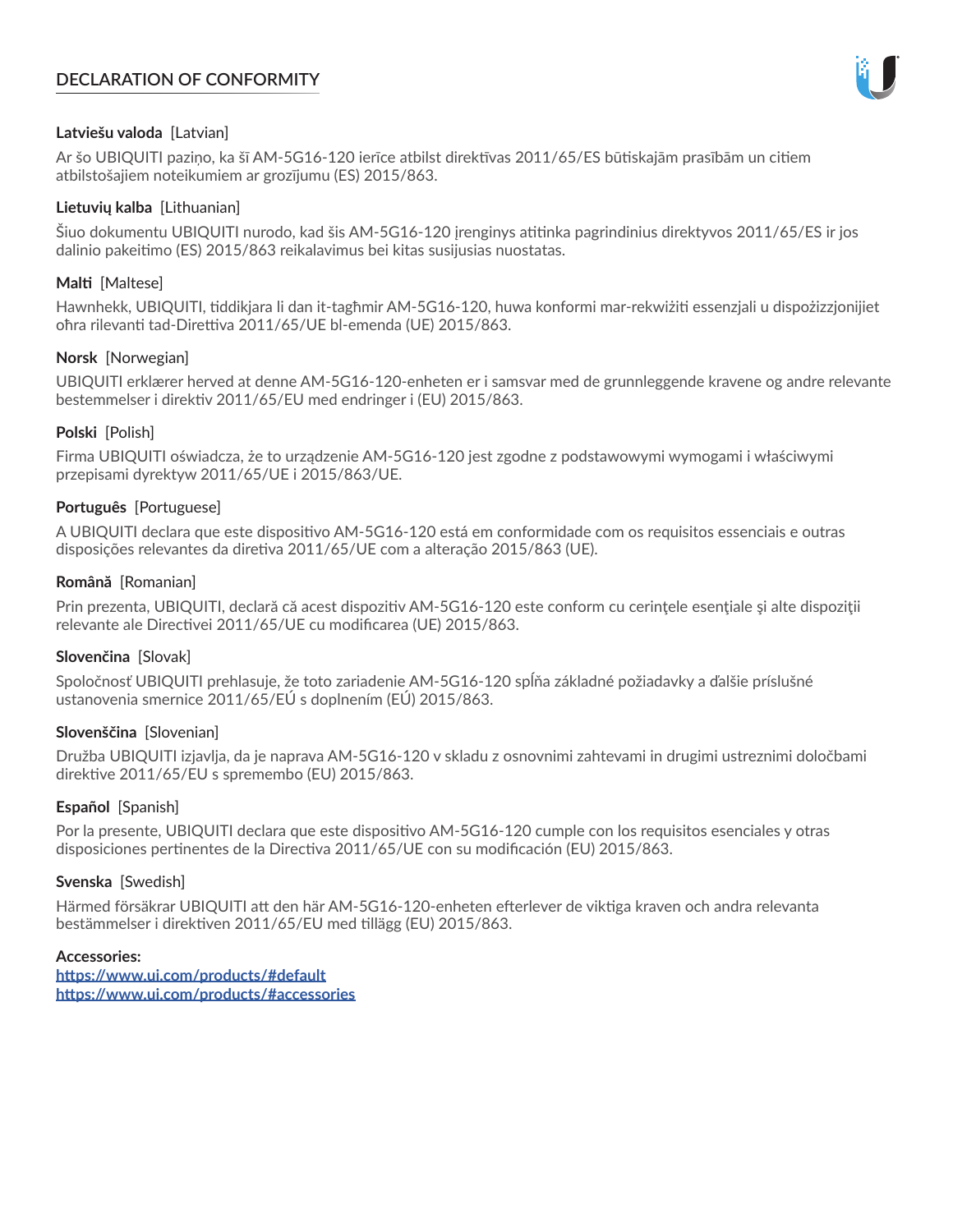# DECLARATION OF CONFORMITY

**Latviešu valoda** [Latvian]

Ar šo UBIQUITI paziņo, ka šī AM-5G16-120 ierīce atbilst direktīvas 2011/65/ES būtiskajām prasībām un citiem atbilstošajiem noteikumiem ar grozījumu (ES) 2015/863.

**Lietuvių kalba** [Lithuanian]

Šiuo dokumentu UBIQUITI nurodo, kad šis AM-5G16-120 įrenginys atitinka pagrindinius direktyvos 2011/65/ES ir jos dalinio pakeitimo (ES) 2015/863 reikalavimus bei kitas susijusias nuostatas.

**Malti** [Maltese]

Hawnhekk, UBIQUITI, tiddikjara li dan it-tagħmir AM-5G16-120, huwa konformi mar-rekwiżiti essenzjali u dispożizzjonijiet oħra rilevanti tad-Direttiva 2011/65/UE bl-emenda (UE) 2015/863.

**Norsk** [Norwegian]

UBIQUITI erklærer herved at denne AM-5G16-120-enheten er i samsvar med de grunnleggende kravene og andre relevante bestemmelser i direktiv 2011/65/EU med endringer i (EU) 2015/863.

**Polski** [Polish]

Firma UBIQUITI oświadcza, że to urządzenie AM-5G16-120 jest zgodne z podstawowymi wymogami i właściwymi przepisami dyrektyw 2011/65/UE i 2015/863/UE.

**Português** [Portuguese]

A UBIQUITI declara que este dispositivo AM-5G16-120 está em conformidade com os requisitos essenciais e outras disposições relevantes da diretiva 2011/65/UE com a alteração 2015/863 (UE).

**Română** [Romanian]

Prin prezenta, UBIQUITI, declară că acest dispozitiv AM-5G16-120 este conform cu cerinţele esenţiale şi alte dispoziţii relevante ale Directivei 2011/65/UE cu modificarea (UE) 2015/863.

**Slovenčina** [Slovak]

Spoločnosť UBIQUITI prehlasuje, že toto zariadenie AM-5G16-120 spĺňa základné požiadavky a ďalšie príslušné ustanovenia smernice 2011/65/EÚ s doplnením (EÚ) 2015/863.

**Slovenščina** [Slovenian]

Družba UBIQUITI izjavlja, da je naprava AM-5G16-120 v skladu z osnovnimi zahtevami in drugimi ustreznimi določbami direktive 2011/65/EU s spremembo (EU) 2015/863.

**Español** [Spanish]

Por la presente, UBIQUITI declara que este dispositivo AM-5G16-120 cumple con los requisitos esenciales y otras disposiciones pertinentes de la Directiva 2011/65/UE con su modificación (EU) 2015/863.

**Svenska** [Swedish]

Härmed försäkrar UBIQUITI att den här AM-5G16-120-enheten efterlever de viktiga kraven och andra relevanta bestämmelser i direktiven 2011/65/EU med tillägg (EU) 2015/863.

**Accessories:**
**https://www.ui.com/products/#default**
**https://www.ui.com/products/#accessories**